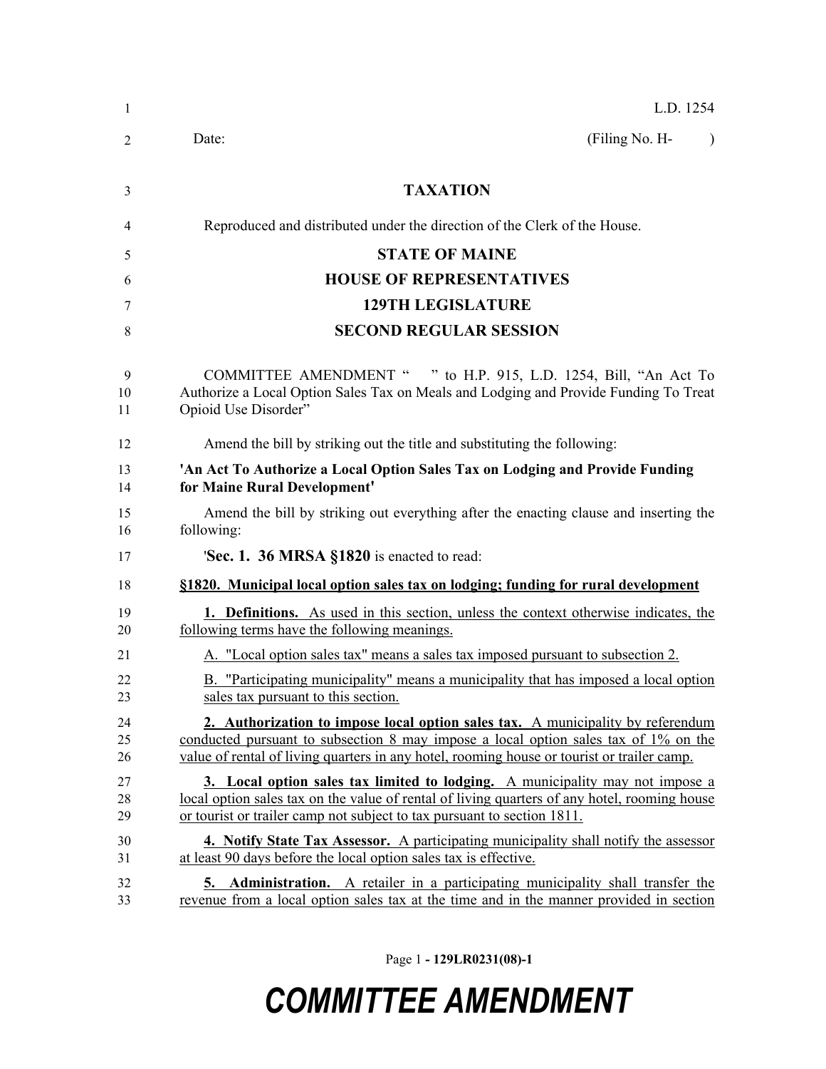L.D. 1254

Date: (Filing No. H- )

# TAXATION

Reproduced and distributed under the direction of the Clerk of the House.

## STATE OF MAINE
## HOUSE OF REPRESENTATIVES
## 129TH LEGISLATURE
## SECOND REGULAR SESSION

COMMITTEE AMENDMENT " " to H.P. 915, L.D. 1254, Bill, "An Act To Authorize a Local Option Sales Tax on Meals and Lodging and Provide Funding To Treat Opioid Use Disorder"

Amend the bill by striking out the title and substituting the following:

**'An Act To Authorize a Local Option Sales Tax on Lodging and Provide Funding for Maine Rural Development'**

Amend the bill by striking out everything after the enacting clause and inserting the following:

'**Sec. 1. 36 MRSA §1820** is enacted to read:

**§1820. Municipal local option sales tax on lodging; funding for rural development**

**1. Definitions.** As used in this section, unless the context otherwise indicates, the following terms have the following meanings.

A. "Local option sales tax" means a sales tax imposed pursuant to subsection 2.

B. "Participating municipality" means a municipality that has imposed a local option sales tax pursuant to this section.

**2. Authorization to impose local option sales tax.** A municipality by referendum conducted pursuant to subsection 8 may impose a local option sales tax of 1% on the value of rental of living quarters in any hotel, rooming house or tourist or trailer camp.

**3. Local option sales tax limited to lodging.** A municipality may not impose a local option sales tax on the value of rental of living quarters of any hotel, rooming house or tourist or trailer camp not subject to tax pursuant to section 1811.

**4. Notify State Tax Assessor.** A participating municipality shall notify the assessor at least 90 days before the local option sales tax is effective.

**5. Administration.** A retailer in a participating municipality shall transfer the revenue from a local option sales tax at the time and in the manner provided in section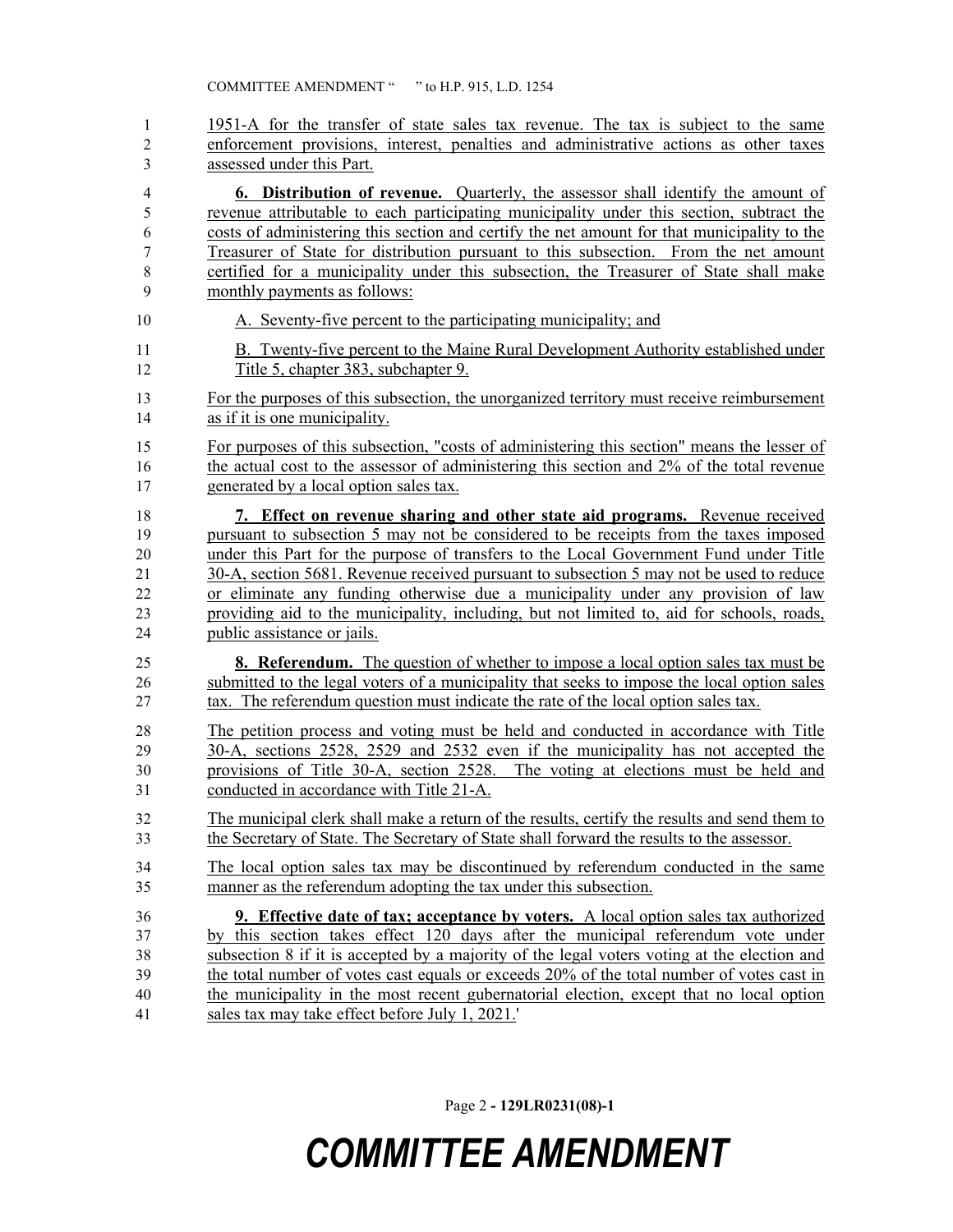1951-A for the transfer of state sales tax revenue. The tax is subject to the same enforcement provisions, interest, penalties and administrative actions as other taxes assessed under this Part.

**6. Distribution of revenue.** Quarterly, the assessor shall identify the amount of revenue attributable to each participating municipality under this section, subtract the costs of administering this section and certify the net amount for that municipality to the Treasurer of State for distribution pursuant to this subsection. From the net amount certified for a municipality under this subsection, the Treasurer of State shall make monthly payments as follows:

A. Seventy-five percent to the participating municipality; and

B. Twenty-five percent to the Maine Rural Development Authority established under Title 5, chapter 383, subchapter 9.

For the purposes of this subsection, the unorganized territory must receive reimbursement as if it is one municipality.

For purposes of this subsection, "costs of administering this section" means the lesser of the actual cost to the assessor of administering this section and 2% of the total revenue generated by a local option sales tax.

**7. Effect on revenue sharing and other state aid programs.** Revenue received pursuant to subsection 5 may not be considered to be receipts from the taxes imposed under this Part for the purpose of transfers to the Local Government Fund under Title 30-A, section 5681. Revenue received pursuant to subsection 5 may not be used to reduce or eliminate any funding otherwise due a municipality under any provision of law providing aid to the municipality, including, but not limited to, aid for schools, roads, public assistance or jails.

**8. Referendum.** The question of whether to impose a local option sales tax must be submitted to the legal voters of a municipality that seeks to impose the local option sales tax. The referendum question must indicate the rate of the local option sales tax.

The petition process and voting must be held and conducted in accordance with Title 30-A, sections 2528, 2529 and 2532 even if the municipality has not accepted the provisions of Title 30-A, section 2528. The voting at elections must be held and conducted in accordance with Title 21-A.

The municipal clerk shall make a return of the results, certify the results and send them to the Secretary of State. The Secretary of State shall forward the results to the assessor.

The local option sales tax may be discontinued by referendum conducted in the same manner as the referendum adopting the tax under this subsection.

**9. Effective date of tax; acceptance by voters.** A local option sales tax authorized by this section takes effect 120 days after the municipal referendum vote under subsection 8 if it is accepted by a majority of the legal voters voting at the election and the total number of votes cast equals or exceeds 20% of the total number of votes cast in the municipality in the most recent gubernatorial election, except that no local option sales tax may take effect before July 1, 2021.'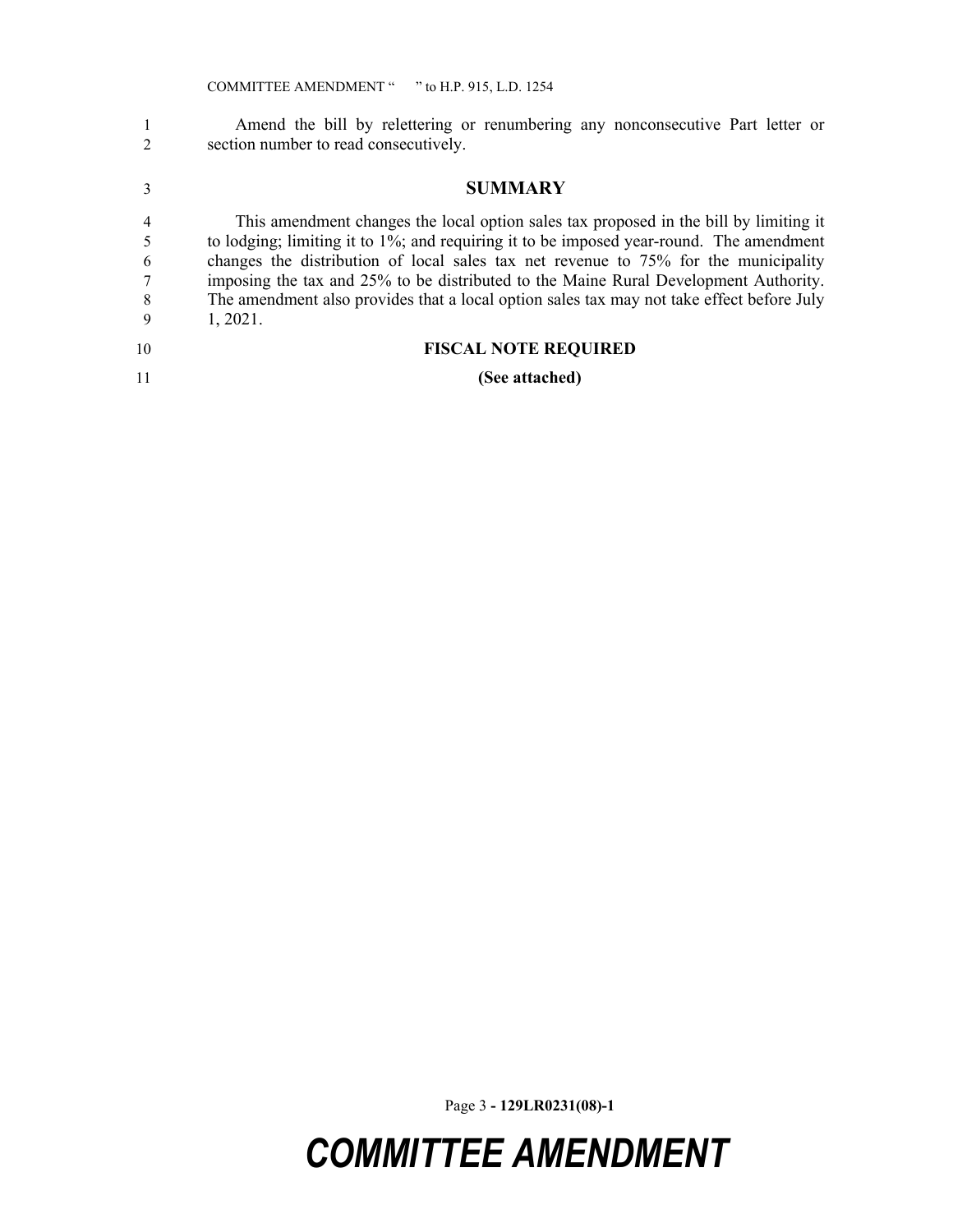Amend the bill by relettering or renumbering any nonconsecutive Part letter or section number to read consecutively.

## SUMMARY

This amendment changes the local option sales tax proposed in the bill by limiting it to lodging; limiting it to 1%; and requiring it to be imposed year-round. The amendment changes the distribution of local sales tax net revenue to 75% for the municipality imposing the tax and 25% to be distributed to the Maine Rural Development Authority. The amendment also provides that a local option sales tax may not take effect before July 1, 2021.

**FISCAL NOTE REQUIRED**

**(See attached)**